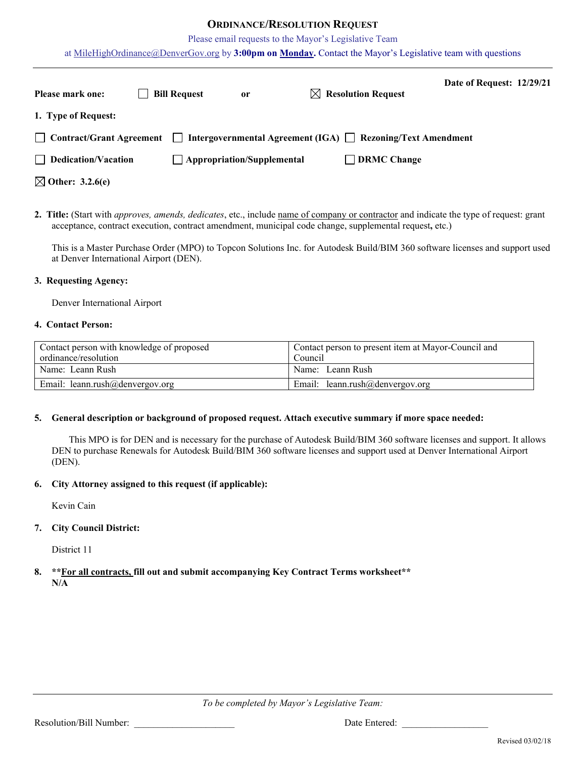# ORDINANCE/RESOLUTION REQUEST

Please email requests to the Mayor's Legislative Team

at MileHighOrdinance@DenverGov.org by **3:00pm on Monday.** Contact the Mayor's Legislative team with questions

---

**Date of Request: 12/29/21**

**Please mark one:** ☐ **Bill Request** **or** ☒ **Resolution Request**

**1. Type of Request:**

☐ **Contract/Grant Agreement** ☐ **Intergovernmental Agreement (IGA)** ☐ **Rezoning/Text Amendment**

☐ **Dedication/Vacation** ☐ **Appropriation/Supplemental** ☐ **DRMC Change**

☒ **Other: 3.2.6(e)**

**2. Title:** (Start with *approves, amends, dedicates*, etc., include name of company or contractor and indicate the type of request: grant acceptance, contract execution, contract amendment, municipal code change, supplemental request**,** etc.)

This is a Master Purchase Order (MPO) to Topcon Solutions Inc. for Autodesk Build/BIM 360 software licenses and support used at Denver International Airport (DEN).

**3. Requesting Agency:**

Denver International Airport

**4. Contact Person:**

| Contact person with knowledge of proposed ordinance/resolution | Contact person to present item at Mayor-Council and Council |
|---|---|
| Name: Leann Rush | Name: Leann Rush |
| Email: leann.rush@denvergov.org | Email: leann.rush@denvergov.org |

**5. General description or background of proposed request. Attach executive summary if more space needed:**

This MPO is for DEN and is necessary for the purchase of Autodesk Build/BIM 360 software licenses and support. It allows DEN to purchase Renewals for Autodesk Build/BIM 360 software licenses and support used at Denver International Airport (DEN).

**6. City Attorney assigned to this request (if applicable):**

Kevin Cain

**7. City Council District:**

District 11

**8. \*\*For all contracts, fill out and submit accompanying Key Contract Terms worksheet\*\***
**N/A**

---

*To be completed by Mayor's Legislative Team:*

Resolution/Bill Number: ____________________ Date Entered: ________________

Revised 03/02/18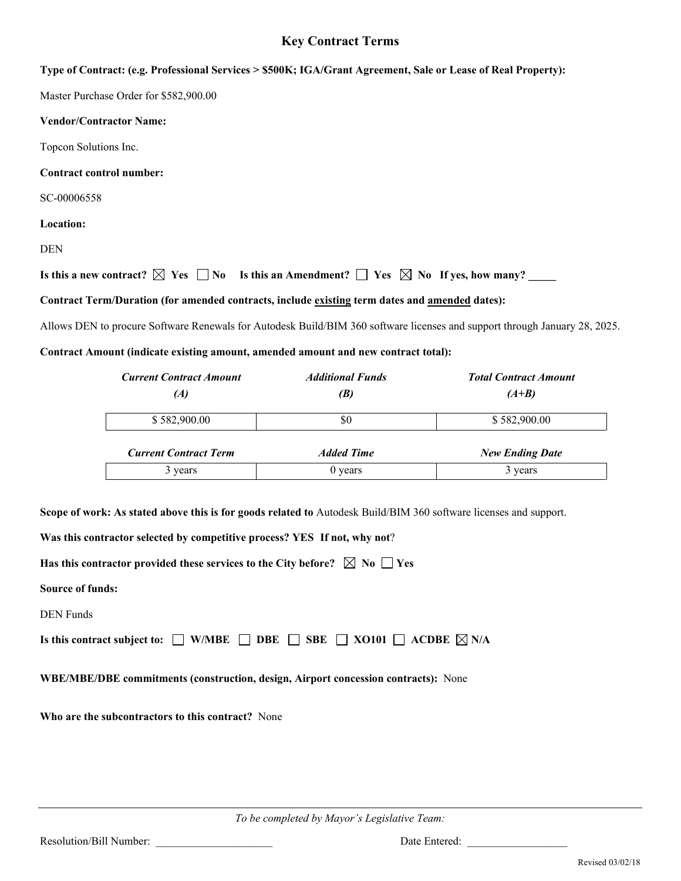# Key Contract Terms

**Type of Contract: (e.g. Professional Services > $500K; IGA/Grant Agreement, Sale or Lease of Real Property):**

Master Purchase Order for $582,900.00

**Vendor/Contractor Name:**

Topcon Solutions Inc.

**Contract control number:**

SC-00006558

**Location:**

DEN

**Is this a new contract?** ☒ **Yes** ☐ **No** **Is this an Amendment?** ☐ **Yes** ☒ **No** **If yes, how many? _____**

**Contract Term/Duration (for amended contracts, include existing term dates and amended dates):**

Allows DEN to procure Software Renewals for Autodesk Build/BIM 360 software licenses and support through January 28, 2025.

**Contract Amount (indicate existing amount, amended amount and new contract total):**

| ***Current Contract Amount (A)*** | ***Additional Funds (B)*** | ***Total Contract Amount (A+B)*** |
|---|---|---|
| $ 582,900.00 | $0 | $ 582,900.00 |
| ***Current Contract Term*** | ***Added Time*** | ***New Ending Date*** |
| 3 years | 0 years | 3 years |

**Scope of work: As stated above this is for goods related to** Autodesk Build/BIM 360 software licenses and support.

**Was this contractor selected by competitive process? YES If not, why not**?

**Has this contractor provided these services to the City before?** ☒ **No** ☐ **Yes**

**Source of funds:**

DEN Funds

**Is this contract subject to:** ☐ **W/MBE** ☐ **DBE** ☐ **SBE** ☐ **XO101** ☐ **ACDBE** ☒ **N/A**

**WBE/MBE/DBE commitments (construction, design, Airport concession contracts):** None

**Who are the subcontractors to this contract?** None

---

*To be completed by Mayor's Legislative Team:*

Resolution/Bill Number: _____________________ Date Entered: __________________

Revised 03/02/18